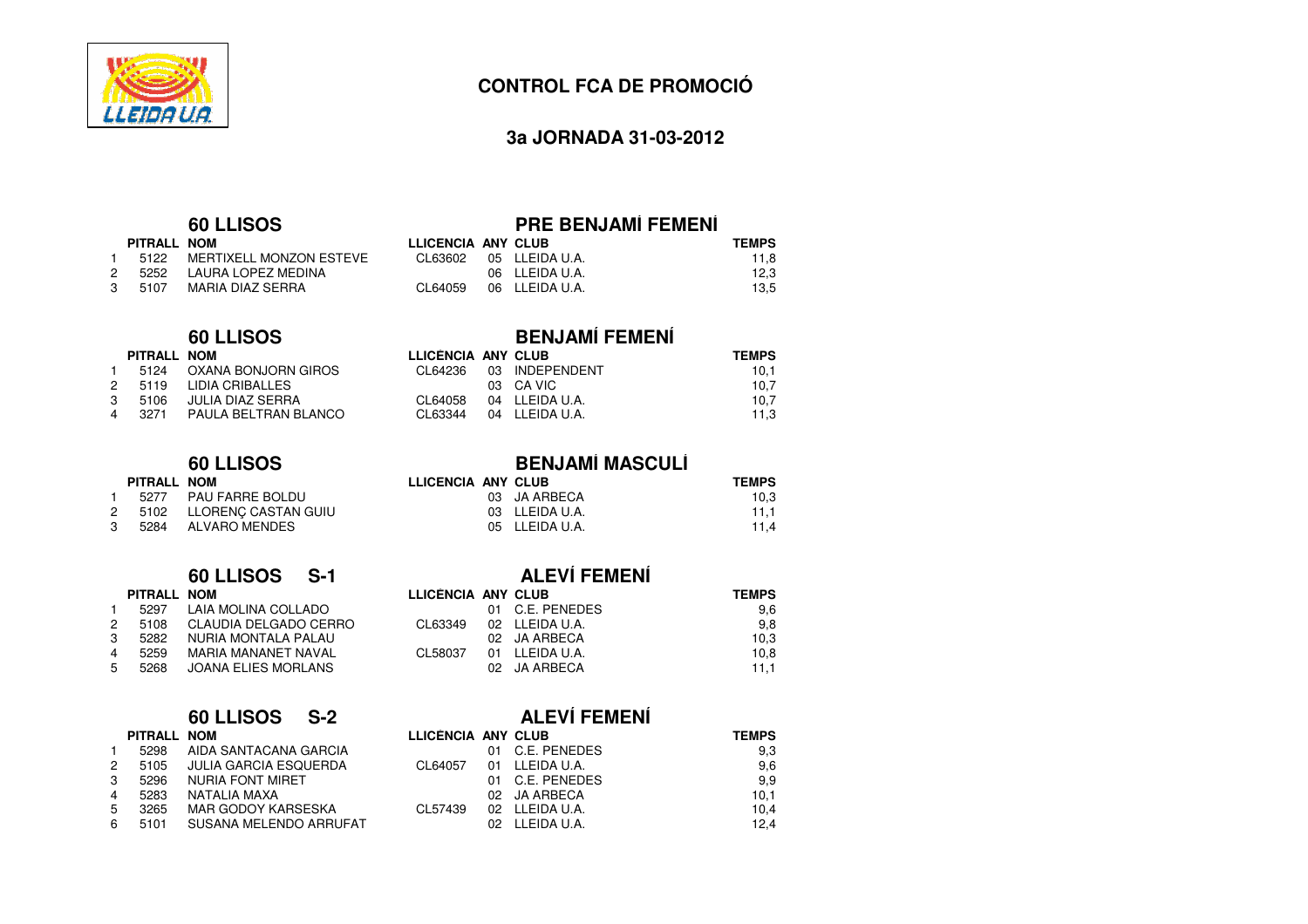## CONTROL FCA DE PROMOCIÓ

### 3a JORNADA 31-03-2012

### 60 LLISOS — PRE BENJAMÍ FEMENÍ

| | PITRALL | NOM | LLICENCIA | ANY | CLUB | TEMPS |
|---|---|---|---|---|---|---|
| 1 | 5122 | MERTIXELL MONZON ESTEVE | CL63602 | 05 | LLEIDA U.A. | 11,8 |
| 2 | 5252 | LAURA LOPEZ MEDINA | | 06 | LLEIDA U.A. | 12,3 |
| 3 | 5107 | MARIA DIAZ SERRA | CL64059 | 06 | LLEIDA U.A. | 13,5 |

### 60 LLISOS — BENJAMÍ FEMENÍ

| | PITRALL | NOM | LLICENCIA | ANY | CLUB | TEMPS |
|---|---|---|---|---|---|---|
| 1 | 5124 | OXANA BONJORN GIROS | CL64236 | 03 | INDEPENDENT | 10,1 |
| 2 | 5119 | LIDIA CRIBALLES | | 03 | CA VIC | 10,7 |
| 3 | 5106 | JULIA DIAZ SERRA | CL64058 | 04 | LLEIDA U.A. | 10,7 |
| 4 | 3271 | PAULA BELTRAN BLANCO | CL63344 | 04 | LLEIDA U.A. | 11,3 |

### 60 LLISOS — BENJAMÍ MASCULÍ

| | PITRALL | NOM | LLICENCIA | ANY | CLUB | TEMPS |
|---|---|---|---|---|---|---|
| 1 | 5277 | PAU FARRE BOLDU | | 03 | JA ARBECA | 10,3 |
| 2 | 5102 | LLORENÇ CASTAN GUIU | | 03 | LLEIDA U.A. | 11,1 |
| 3 | 5284 | ALVARO MENDES | | 05 | LLEIDA U.A. | 11,4 |

### 60 LLISOS S-1 — ALEVÍ FEMENÍ

| | PITRALL | NOM | LLICENCIA | ANY | CLUB | TEMPS |
|---|---|---|---|---|---|---|
| 1 | 5297 | LAIA MOLINA COLLADO | | 01 | C.E. PENEDES | 9,6 |
| 2 | 5108 | CLAUDIA DELGADO CERRO | CL63349 | 02 | LLEIDA U.A. | 9,8 |
| 3 | 5282 | NURIA MONTALA PALAU | | 02 | JA ARBECA | 10,3 |
| 4 | 5259 | MARIA MANANET NAVAL | CL58037 | 01 | LLEIDA U.A. | 10,8 |
| 5 | 5268 | JOANA ELIES MORLANS | | 02 | JA ARBECA | 11,1 |

### 60 LLISOS S-2 — ALEVÍ FEMENÍ

| | PITRALL | NOM | LLICENCIA | ANY | CLUB | TEMPS |
|---|---|---|---|---|---|---|
| 1 | 5298 | AIDA SANTACANA GARCIA | | 01 | C.E. PENEDES | 9,3 |
| 2 | 5105 | JULIA GARCIA ESQUERDA | CL64057 | 01 | LLEIDA U.A. | 9,6 |
| 3 | 5296 | NURIA FONT MIRET | | 01 | C.E. PENEDES | 9,9 |
| 4 | 5283 | NATALIA MAXA | | 02 | JA ARBECA | 10,1 |
| 5 | 3265 | MAR GODOY KARSESKA | CL57439 | 02 | LLEIDA U.A. | 10,4 |
| 6 | 5101 | SUSANA MELENDO ARRUFAT | | 02 | LLEIDA U.A. | 12,4 |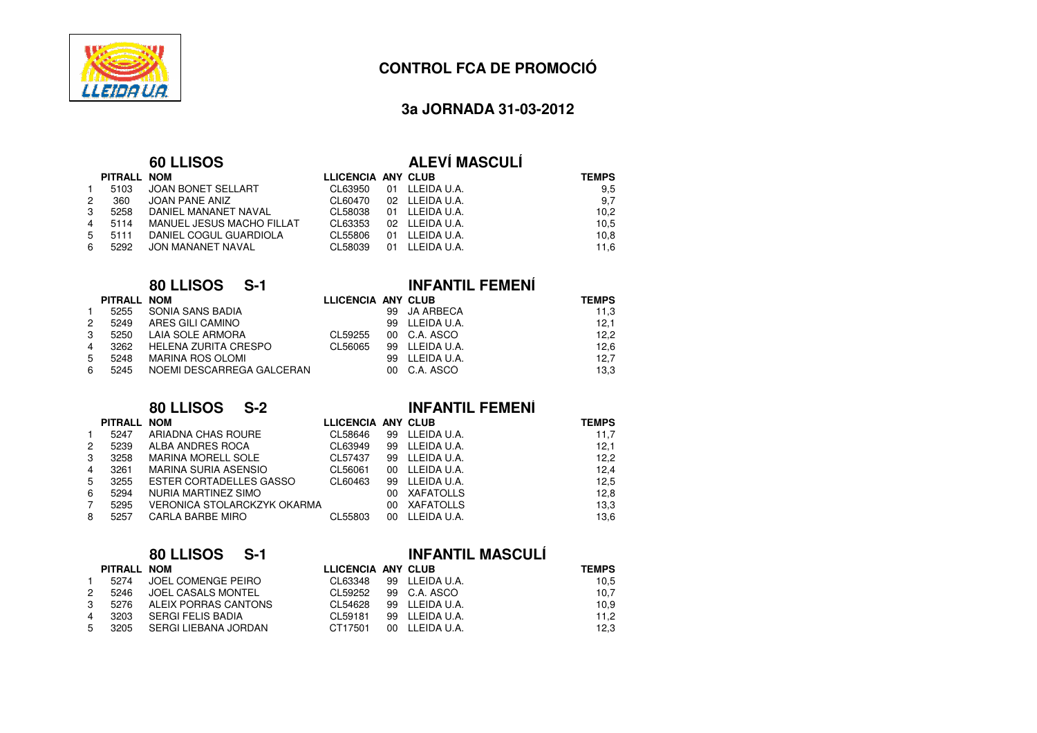# CONTROL FCA DE PROMOCIÓ

## 3a JORNADA 31-03-2012

### 60 LLISOS — ALEVÍ MASCULÍ

| | PITRALL | NOM | LLICÈNCIA | ANY | CLUB | TEMPS |
|---|---|---|---|---|---|---|
| 1 | 5103 | JOAN BONET SELLART | CL63950 | 01 | LLEIDA U.A. | 9,5 |
| 2 | 360 | JOAN PANE ANIZ | CL60470 | 02 | LLEIDA U.A. | 9,7 |
| 3 | 5258 | DANIEL MANANET NAVAL | CL58038 | 01 | LLEIDA U.A. | 10,2 |
| 4 | 5114 | MANUEL JESUS MACHO FILLAT | CL63353 | 02 | LLEIDA U.A. | 10,5 |
| 5 | 5111 | DANIEL COGUL GUARDIOLA | CL55806 | 01 | LLEIDA U.A. | 10,8 |
| 6 | 5292 | JON MANANET NAVAL | CL58039 | 01 | LLEIDA U.A. | 11,6 |

### 80 LLISOS S-1 — INFANTIL FEMENÍ

| | PITRALL | NOM | LLICÈNCIA | ANY | CLUB | TEMPS |
|---|---|---|---|---|---|---|
| 1 | 5255 | SONIA SANS BADIA | | 99 | JA ARBECA | 11,3 |
| 2 | 5249 | ARES GILI CAMINO | | 99 | LLEIDA U.A. | 12,1 |
| 3 | 5250 | LAIA SOLE ARMORA | CL59255 | 00 | C.A. ASCO | 12,2 |
| 4 | 3262 | HELENA ZURITA CRESPO | CL56065 | 99 | LLEIDA U.A. | 12,6 |
| 5 | 5248 | MARINA ROS OLOMI | | 99 | LLEIDA U.A. | 12,7 |
| 6 | 5245 | NOEMI DESCARREGA GALCERAN | | 00 | C.A. ASCO | 13,3 |

### 80 LLISOS S-2 — INFANTIL FEMENÍ

| | PITRALL | NOM | LLICÈNCIA | ANY | CLUB | TEMPS |
|---|---|---|---|---|---|---|
| 1 | 5247 | ARIADNA CHAS ROURE | CL58646 | 99 | LLEIDA U.A. | 11,7 |
| 2 | 5239 | ALBA ANDRES ROCA | CL63949 | 99 | LLEIDA U.A. | 12,1 |
| 3 | 3258 | MARINA MORELL SOLE | CL57437 | 99 | LLEIDA U.A. | 12,2 |
| 4 | 3261 | MARINA SURIA ASENSIO | CL56061 | 00 | LLEIDA U.A. | 12,4 |
| 5 | 3255 | ESTER CORTADELLES GASSO | CL60463 | 99 | LLEIDA U.A. | 12,5 |
| 6 | 5294 | NURIA MARTINEZ SIMO | | 00 | XAFATOLLS | 12,8 |
| 7 | 5295 | VERONICA STOLARCKZYK OKARMA | | 00 | XAFATOLLS | 13,3 |
| 8 | 5257 | CARLA BARBE MIRO | CL55803 | 00 | LLEIDA U.A. | 13,6 |

### 80 LLISOS S-1 — INFANTIL MASCULÍ

| | PITRALL | NOM | LLICÈNCIA | ANY | CLUB | TEMPS |
|---|---|---|---|---|---|---|
| 1 | 5274 | JOEL COMENGE PEIRO | CL63348 | 99 | LLEIDA U.A. | 10,5 |
| 2 | 5246 | JOEL CASALS MONTEL | CL59252 | 99 | C.A. ASCO | 10,7 |
| 3 | 5276 | ALEIX PORRAS CANTONS | CL54628 | 99 | LLEIDA U.A. | 10,9 |
| 4 | 3203 | SERGI FELIS BADIA | CL59181 | 99 | LLEIDA U.A. | 11,2 |
| 5 | 3205 | SERGI LIEBANA JORDAN | CT17501 | 00 | LLEIDA U.A. | 12,3 |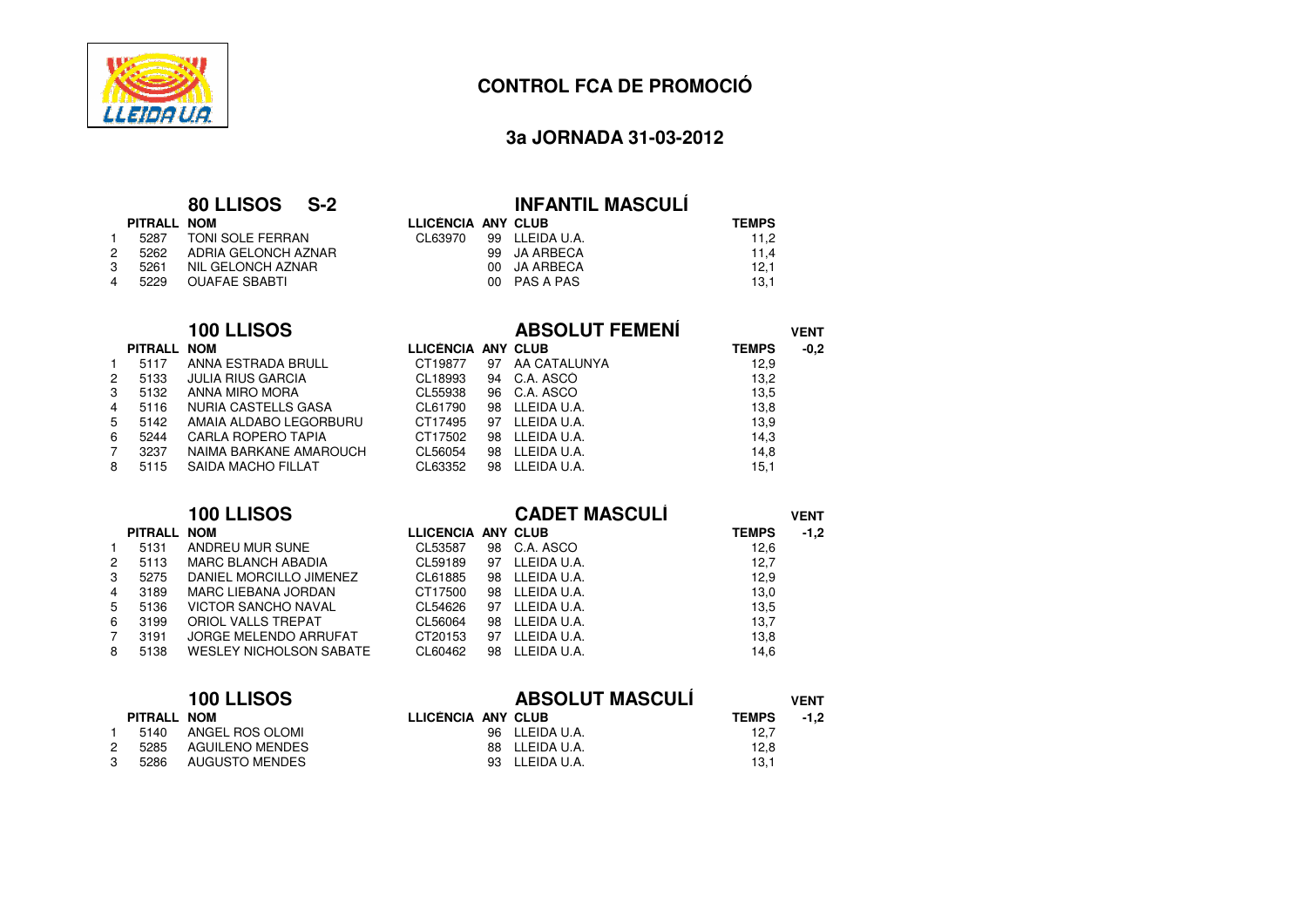# CONTROL FCA DE PROMOCIÓ

## 3a JORNADA 31-03-2012

### 80 LLISOS S-2 — INFANTIL MASCULÍ

| | PITRALL | NOM | LLICÈNCIA | ANY | CLUB | TEMPS |
|---|---|---|---|---|---|---|
| 1 | 5287 | TONI SOLE FERRAN | CL63970 | 99 | LLEIDA U.A. | 11,2 |
| 2 | 5262 | ADRIA GELONCH AZNAR | | 99 | JA ARBECA | 11,4 |
| 3 | 5261 | NIL GELONCH AZNAR | | 00 | JA ARBECA | 12,1 |
| 4 | 5229 | OUAFAE SBABTI | | 00 | PAS A PAS | 13,1 |

### 100 LLISOS — ABSOLUT FEMENÍ

VENT -0,2

| | PITRALL | NOM | LLICÈNCIA | ANY | CLUB | TEMPS |
|---|---|---|---|---|---|---|
| 1 | 5117 | ANNA ESTRADA BRULL | CT19877 | 97 | AA CATALUNYA | 12,9 |
| 2 | 5133 | JULIA RIUS GARCIA | CL18993 | 94 | C.A. ASCO | 13,2 |
| 3 | 5132 | ANNA MIRO MORA | CL55938 | 96 | C.A. ASCO | 13,5 |
| 4 | 5116 | NURIA CASTELLS GASA | CL61790 | 98 | LLEIDA U.A. | 13,8 |
| 5 | 5142 | AMAIA ALDABO LEGORBURU | CT17495 | 97 | LLEIDA U.A. | 13,9 |
| 6 | 5244 | CARLA ROPERO TAPIA | CT17502 | 98 | LLEIDA U.A. | 14,3 |
| 7 | 3237 | NAIMA BARKANE AMAROUCH | CL56054 | 98 | LLEIDA U.A. | 14,8 |
| 8 | 5115 | SAIDA MACHO FILLAT | CL63352 | 98 | LLEIDA U.A. | 15,1 |

### 100 LLISOS — CADET MASCULÍ

VENT -1,2

| | PITRALL | NOM | LLICÈNCIA | ANY | CLUB | TEMPS |
|---|---|---|---|---|---|---|
| 1 | 5131 | ANDREU MUR SUNE | CL53587 | 98 | C.A. ASCO | 12,6 |
| 2 | 5113 | MARC BLANCH ABADIA | CL59189 | 97 | LLEIDA U.A. | 12,7 |
| 3 | 5275 | DANIEL MORCILLO JIMENEZ | CL61885 | 98 | LLEIDA U.A. | 12,9 |
| 4 | 3189 | MARC LIEBANA JORDAN | CT17500 | 98 | LLEIDA U.A. | 13,0 |
| 5 | 5136 | VICTOR SANCHO NAVAL | CL54626 | 97 | LLEIDA U.A. | 13,5 |
| 6 | 3199 | ORIOL VALLS TREPAT | CL56064 | 98 | LLEIDA U.A. | 13,7 |
| 7 | 3191 | JORGE MELENDO ARRUFAT | CT20153 | 97 | LLEIDA U.A. | 13,8 |
| 8 | 5138 | WESLEY NICHOLSON SABATE | CL60462 | 98 | LLEIDA U.A. | 14,6 |

### 100 LLISOS — ABSOLUT MASCULÍ

VENT -1,2

| | PITRALL | NOM | LLICÈNCIA | ANY | CLUB | TEMPS |
|---|---|---|---|---|---|---|
| 1 | 5140 | ANGEL ROS OLOMI | | 96 | LLEIDA U.A. | 12,7 |
| 2 | 5285 | AGUILENO MENDES | | 88 | LLEIDA U.A. | 12,8 |
| 3 | 5286 | AUGUSTO MENDES | | 93 | LLEIDA U.A. | 13,1 |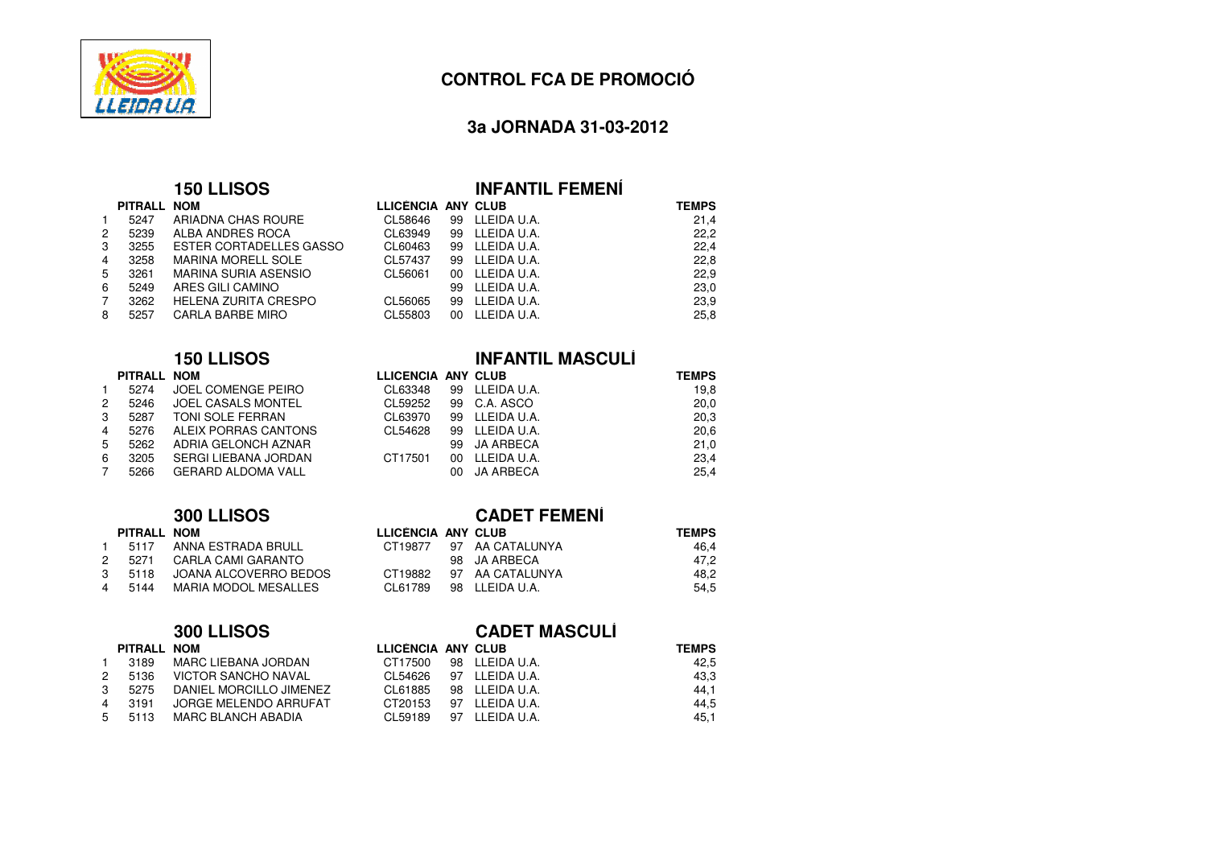# CONTROL FCA DE PROMOCIÓ

## 3a JORNADA 31-03-2012

### 150 LLISOS — INFANTIL FEMENÍ

| | PITRALL | NOM | LLICÈNCIA | ANY | CLUB | TEMPS |
|---|---|---|---|---|---|---|
| 1 | 5247 | ARIADNA CHAS ROURE | CL58646 | 99 | LLEIDA U.A. | 21,4 |
| 2 | 5239 | ALBA ANDRES ROCA | CL63949 | 99 | LLEIDA U.A. | 22,2 |
| 3 | 3255 | ESTER CORTADELLES GASSO | CL60463 | 99 | LLEIDA U.A. | 22,4 |
| 4 | 3258 | MARINA MORELL SOLE | CL57437 | 99 | LLEIDA U.A. | 22,8 |
| 5 | 3261 | MARINA SURIA ASENSIO | CL56061 | 00 | LLEIDA U.A. | 22,9 |
| 6 | 5249 | ARES GILI CAMINO | | 99 | LLEIDA U.A. | 23,0 |
| 7 | 3262 | HELENA ZURITA CRESPO | CL56065 | 99 | LLEIDA U.A. | 23,9 |
| 8 | 5257 | CARLA BARBE MIRO | CL55803 | 00 | LLEIDA U.A. | 25,8 |

### 150 LLISOS — INFANTIL MASCULÍ

| | PITRALL | NOM | LLICÈNCIA | ANY | CLUB | TEMPS |
|---|---|---|---|---|---|---|
| 1 | 5274 | JOEL COMENGE PEIRO | CL63348 | 99 | LLEIDA U.A. | 19,8 |
| 2 | 5246 | JOEL CASALS MONTEL | CL59252 | 99 | C.A. ASCO | 20,0 |
| 3 | 5287 | TONI SOLE FERRAN | CL63970 | 99 | LLEIDA U.A. | 20,3 |
| 4 | 5276 | ALEIX PORRAS CANTONS | CL54628 | 99 | LLEIDA U.A. | 20,6 |
| 5 | 5262 | ADRIA GELONCH AZNAR | | 99 | JA ARBECA | 21,0 |
| 6 | 3205 | SERGI LIEBANA JORDAN | CT17501 | 00 | LLEIDA U.A. | 23,4 |
| 7 | 5266 | GERARD ALDOMA VALL | | 00 | JA ARBECA | 25,4 |

### 300 LLISOS — CADET FEMENÍ

| | PITRALL | NOM | LLICÈNCIA | ANY | CLUB | TEMPS |
|---|---|---|---|---|---|---|
| 1 | 5117 | ANNA ESTRADA BRULL | CT19877 | 97 | AA CATALUNYA | 46,4 |
| 2 | 5271 | CARLA CAMI GARANTO | | 98 | JA ARBECA | 47,2 |
| 3 | 5118 | JOANA ALCOVERRO BEDOS | CT19882 | 97 | AA CATALUNYA | 48,2 |
| 4 | 5144 | MARIA MODOL MESALLES | CL61789 | 98 | LLEIDA U.A. | 54,5 |

### 300 LLISOS — CADET MASCULÍ

| | PITRALL | NOM | LLICÈNCIA | ANY | CLUB | TEMPS |
|---|---|---|---|---|---|---|
| 1 | 3189 | MARC LIEBANA JORDAN | CT17500 | 98 | LLEIDA U.A. | 42,5 |
| 2 | 5136 | VICTOR SANCHO NAVAL | CL54626 | 97 | LLEIDA U.A. | 43,3 |
| 3 | 5275 | DANIEL MORCILLO JIMENEZ | CL61885 | 98 | LLEIDA U.A. | 44,1 |
| 4 | 3191 | JORGE MELENDO ARRUFAT | CT20153 | 97 | LLEIDA U.A. | 44,5 |
| 5 | 5113 | MARC BLANCH ABADIA | CL59189 | 97 | LLEIDA U.A. | 45,1 |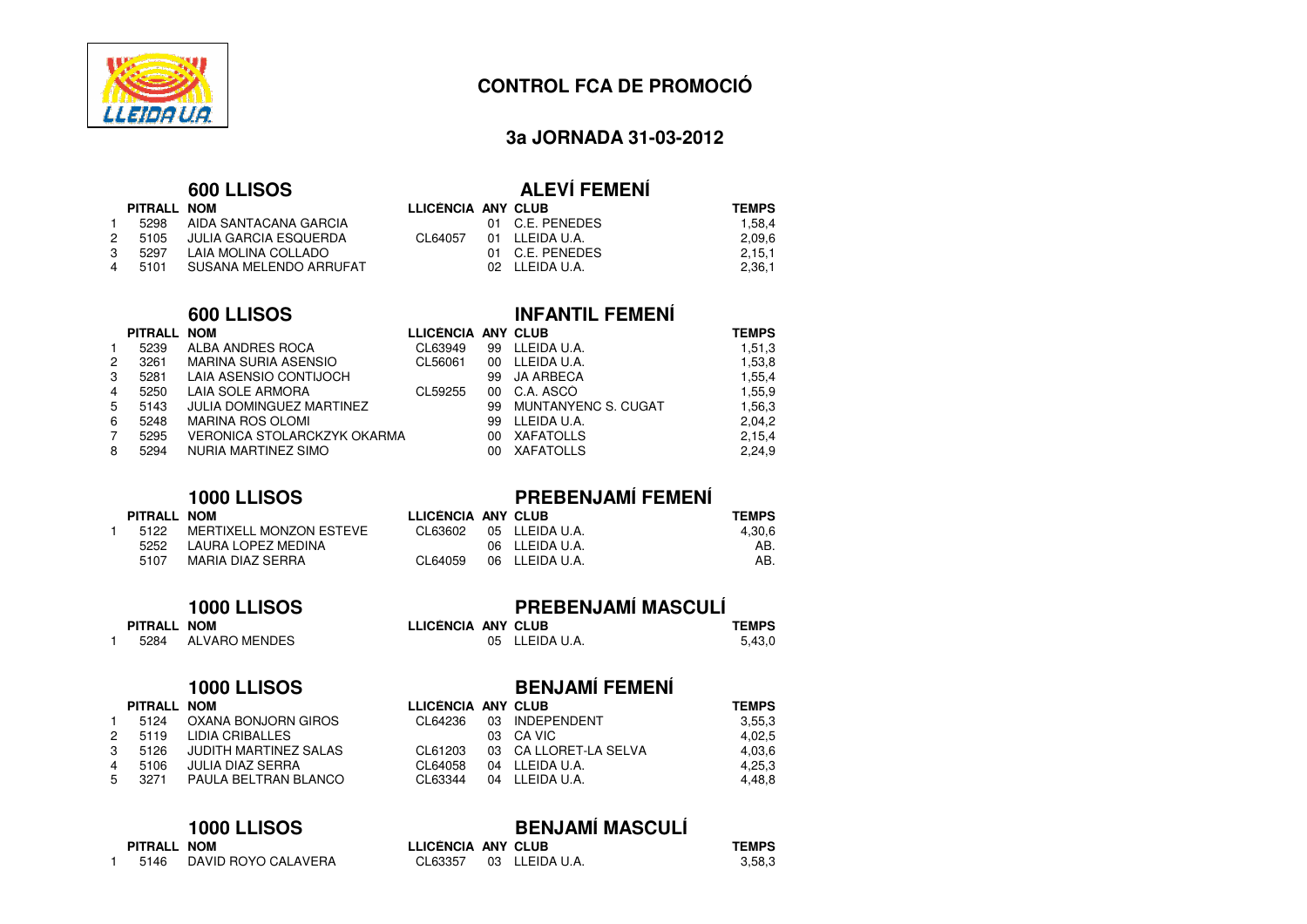# CONTROL FCA DE PROMOCIÓ

## 3a JORNADA 31-03-2012

### 600 LLISOS — ALEVÍ FEMENÍ

| | PITRALL | NOM | LLICÈNCIA | ANY | CLUB | TEMPS |
|---|---|---|---|---|---|---|
| 1 | 5298 | AIDA SANTACANA GARCIA | | 01 | C.E. PENEDES | 1,58,4 |
| 2 | 5105 | JULIA GARCIA ESQUERDA | CL64057 | 01 | LLEIDA U.A. | 2,09,6 |
| 3 | 5297 | LAIA MOLINA COLLADO | | 01 | C.E. PENEDES | 2,15,1 |
| 4 | 5101 | SUSANA MELENDO ARRUFAT | | 02 | LLEIDA U.A. | 2,36,1 |

### 600 LLISOS — INFANTIL FEMENÍ

| | PITRALL | NOM | LLICÈNCIA | ANY | CLUB | TEMPS |
|---|---|---|---|---|---|---|
| 1 | 5239 | ALBA ANDRES ROCA | CL63949 | 99 | LLEIDA U.A. | 1,51,3 |
| 2 | 3261 | MARINA SURIA ASENSIO | CL56061 | 00 | LLEIDA U.A. | 1,53,8 |
| 3 | 5281 | LAIA ASENSIO CONTIJOCH | | 99 | JA ARBECA | 1,55,4 |
| 4 | 5250 | LAIA SOLE ARMORA | CL59255 | 00 | C.A. ASCO | 1,55,9 |
| 5 | 5143 | JULIA DOMINGUEZ MARTINEZ | | 99 | MUNTANYENC S. CUGAT | 1,56,3 |
| 6 | 5248 | MARINA ROS OLOMI | | 99 | LLEIDA U.A. | 2,04,2 |
| 7 | 5295 | VERONICA STOLARCKZYK OKARMA | | 00 | XAFATOLLS | 2,15,4 |
| 8 | 5294 | NURIA MARTINEZ SIMO | | 00 | XAFATOLLS | 2,24,9 |

### 1000 LLISOS — PREBENJAMÍ FEMENÍ

| | PITRALL | NOM | LLICÈNCIA | ANY | CLUB | TEMPS |
|---|---|---|---|---|---|---|
| 1 | 5122 | MERTIXELL MONZON ESTEVE | CL63602 | 05 | LLEIDA U.A. | 4,30,6 |
| | 5252 | LAURA LOPEZ MEDINA | | 06 | LLEIDA U.A. | AB. |
| | 5107 | MARIA DIAZ SERRA | CL64059 | 06 | LLEIDA U.A. | AB. |

### 1000 LLISOS — PREBENJAMÍ MASCULÍ

| | PITRALL | NOM | LLICÈNCIA | ANY | CLUB | TEMPS |
|---|---|---|---|---|---|---|
| 1 | 5284 | ALVARO MENDES | | 05 | LLEIDA U.A. | 5,43,0 |

### 1000 LLISOS — BENJAMÍ FEMENÍ

| | PITRALL | NOM | LLICÈNCIA | ANY | CLUB | TEMPS |
|---|---|---|---|---|---|---|
| 1 | 5124 | OXANA BONJORN GIROS | CL64236 | 03 | INDEPENDENT | 3,55,3 |
| 2 | 5119 | LIDIA CRIBALLES | | 03 | CA VIC | 4,02,5 |
| 3 | 5126 | JUDITH MARTINEZ SALAS | CL61203 | 03 | CA LLORET-LA SELVA | 4,03,6 |
| 4 | 5106 | JULIA DIAZ SERRA | CL64058 | 04 | LLEIDA U.A. | 4,25,3 |
| 5 | 3271 | PAULA BELTRAN BLANCO | CL63344 | 04 | LLEIDA U.A. | 4,48,8 |

### 1000 LLISOS — BENJAMÍ MASCULÍ

| | PITRALL | NOM | LLICÈNCIA | ANY | CLUB | TEMPS |
|---|---|---|---|---|---|---|
| 1 | 5146 | DAVID ROYO CALAVERA | CL63357 | 03 | LLEIDA U.A. | 3,58,3 |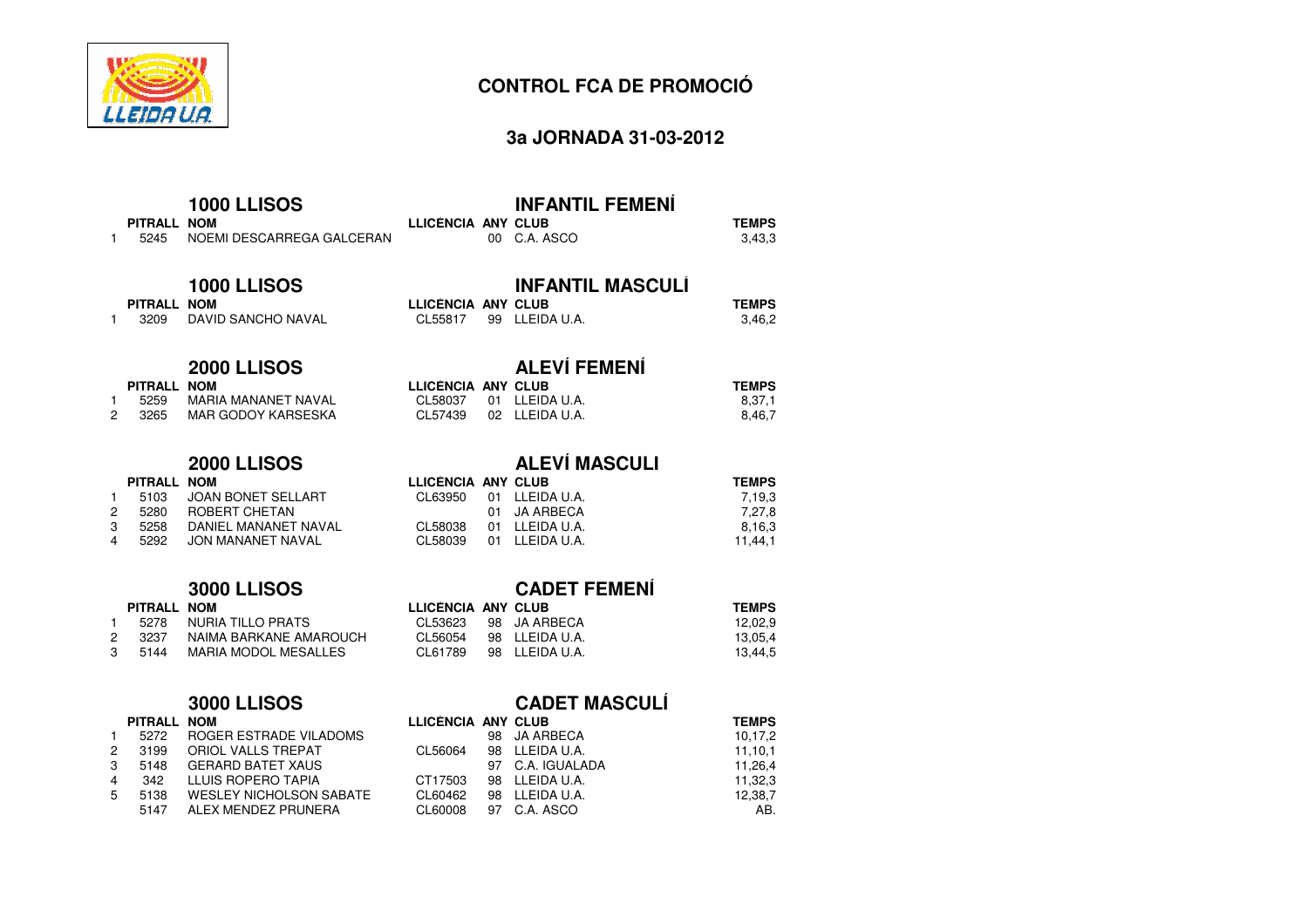## CONTROL FCA DE PROMOCIÓ

### 3a JORNADA 31-03-2012

### 1000 LLISOS — INFANTIL FEMENÍ

| | PITRALL | NOM | LLICÈNCIA | ANY | CLUB | TEMPS |
|---|---|---|---|---|---|---|
| 1 | 5245 | NOEMI DESCARREGA GALCERAN | | 00 | C.A. ASCO | 3,43,3 |

### 1000 LLISOS — INFANTIL MASCULÍ

| | PITRALL | NOM | LLICÈNCIA | ANY | CLUB | TEMPS |
|---|---|---|---|---|---|---|
| 1 | 3209 | DAVID SANCHO NAVAL | CL55817 | 99 | LLEIDA U.A. | 3,46,2 |

### 2000 LLISOS — ALEVÍ FEMENÍ

| | PITRALL | NOM | LLICÈNCIA | ANY | CLUB | TEMPS |
|---|---|---|---|---|---|---|
| 1 | 5259 | MARIA MANANET NAVAL | CL58037 | 01 | LLEIDA U.A. | 8,37,1 |
| 2 | 3265 | MAR GODOY KARSESKA | CL57439 | 02 | LLEIDA U.A. | 8,46,7 |

### 2000 LLISOS — ALEVÍ MASCULI

| | PITRALL | NOM | LLICÈNCIA | ANY | CLUB | TEMPS |
|---|---|---|---|---|---|---|
| 1 | 5103 | JOAN BONET SELLART | CL63950 | 01 | LLEIDA U.A. | 7,19,3 |
| 2 | 5280 | ROBERT CHETAN | | 01 | JA ARBECA | 7,27,8 |
| 3 | 5258 | DANIEL MANANET NAVAL | CL58038 | 01 | LLEIDA U.A. | 8,16,3 |
| 4 | 5292 | JON MANANET NAVAL | CL58039 | 01 | LLEIDA U.A. | 11,44,1 |

### 3000 LLISOS — CADET FEMENÍ

| | PITRALL | NOM | LLICÈNCIA | ANY | CLUB | TEMPS |
|---|---|---|---|---|---|---|
| 1 | 5278 | NURIA TILLO PRATS | CL53623 | 98 | JA ARBECA | 12,02,9 |
| 2 | 3237 | NAIMA BARKANE AMAROUCH | CL56054 | 98 | LLEIDA U.A. | 13,05,4 |
| 3 | 5144 | MARIA MODOL MESALLES | CL61789 | 98 | LLEIDA U.A. | 13,44,5 |

### 3000 LLISOS — CADET MASCULÍ

| | PITRALL | NOM | LLICÈNCIA | ANY | CLUB | TEMPS |
|---|---|---|---|---|---|---|
| 1 | 5272 | ROGER ESTRADE VILADOMS | | 98 | JA ARBECA | 10,17,2 |
| 2 | 3199 | ORIOL VALLS TREPAT | CL56064 | 98 | LLEIDA U.A. | 11,10,1 |
| 3 | 5148 | GERARD BATET XAUS | | 97 | C.A. IGUALADA | 11,26,4 |
| 4 | 342 | LLUIS ROPERO TAPIA | CT17503 | 98 | LLEIDA U.A. | 11,32,3 |
| 5 | 5138 | WESLEY NICHOLSON SABATE | CL60462 | 98 | LLEIDA U.A. | 12,38,7 |
| | 5147 | ALEX MENDEZ PRUNERA | CL60008 | 97 | C.A. ASCO | AB. |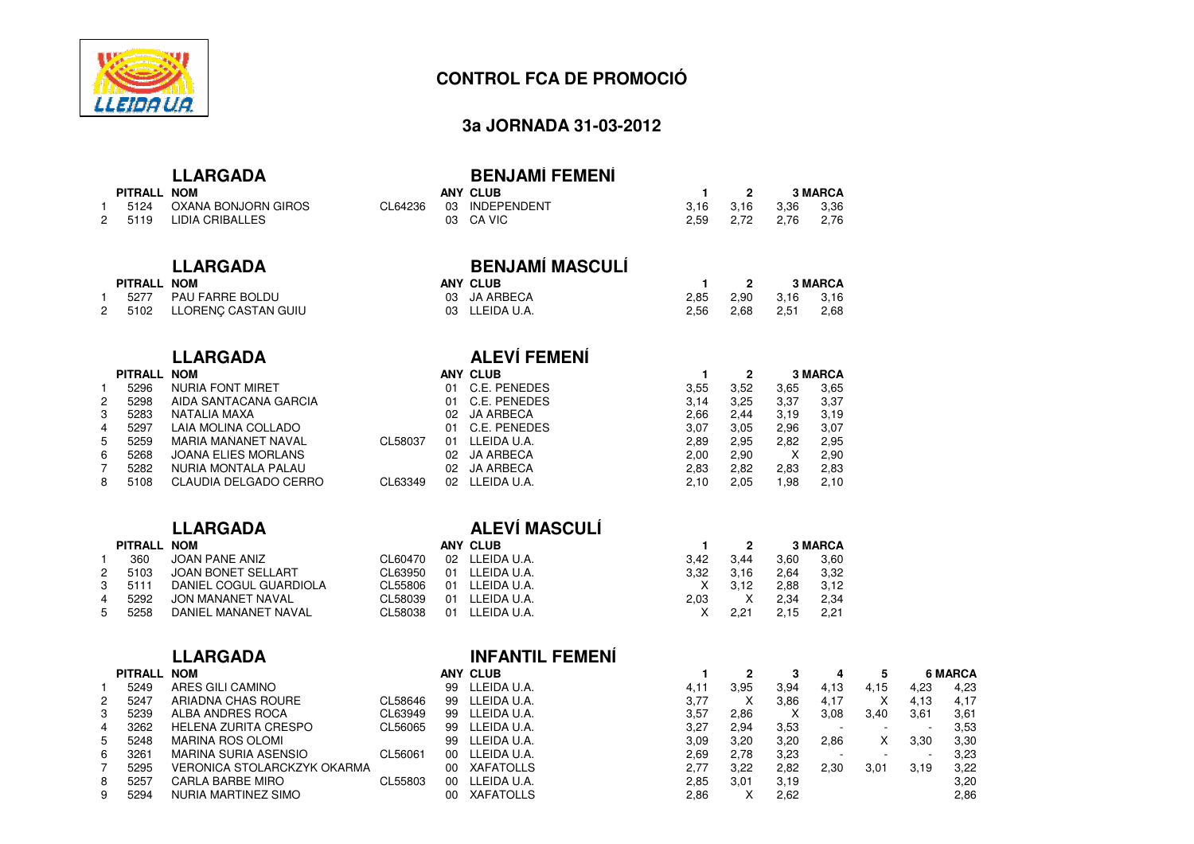## CONTROL FCA DE PROMOCIÓ

### 3a JORNADA 31-03-2012

### LLARGADA — BENJAMÍ FEMENÍ

| | PITRALL | NOM | | ANY | CLUB | 1 | 2 | 3 | MARCA |
|---|---|---|---|---|---|---|---|---|---|
| 1 | 5124 | OXANA BONJORN GIROS | CL64236 | 03 | INDEPENDENT | 3,16 | 3,16 | 3,36 | 3,36 |
| 2 | 5119 | LIDIA CRIBALLES | | 03 | CA VIC | 2,59 | 2,72 | 2,76 | 2,76 |

### LLARGADA — BENJAMÍ MASCULÍ

| | PITRALL | NOM | | ANY | CLUB | 1 | 2 | 3 | MARCA |
|---|---|---|---|---|---|---|---|---|---|
| 1 | 5277 | PAU FARRE BOLDU | | 03 | JA ARBECA | 2,85 | 2,90 | 3,16 | 3,16 |
| 2 | 5102 | LLORENÇ CASTAN GUIU | | 03 | LLEIDA U.A. | 2,56 | 2,68 | 2,51 | 2,68 |

### LLARGADA — ALEVÍ FEMENÍ

| | PITRALL | NOM | | ANY | CLUB | 1 | 2 | 3 | MARCA |
|---|---|---|---|---|---|---|---|---|---|
| 1 | 5296 | NURIA FONT MIRET | | 01 | C.E. PENEDES | 3,55 | 3,52 | 3,65 | 3,65 |
| 2 | 5298 | AIDA SANTACANA GARCIA | | 01 | C.E. PENEDES | 3,14 | 3,25 | 3,37 | 3,37 |
| 3 | 5283 | NATALIA MAXA | | 02 | JA ARBECA | 2,66 | 2,44 | 3,19 | 3,19 |
| 4 | 5297 | LAIA MOLINA COLLADO | | 01 | C.E. PENEDES | 3,07 | 3,05 | 2,96 | 3,07 |
| 5 | 5259 | MARIA MANANET NAVAL | CL58037 | 01 | LLEIDA U.A. | 2,89 | 2,95 | 2,82 | 2,95 |
| 6 | 5268 | JOANA ELIES MORLANS | | 02 | JA ARBECA | 2,00 | 2,90 | X | 2,90 |
| 7 | 5282 | NURIA MONTALA PALAU | | 02 | JA ARBECA | 2,83 | 2,82 | 2,83 | 2,83 |
| 8 | 5108 | CLAUDIA DELGADO CERRO | CL63349 | 02 | LLEIDA U.A. | 2,10 | 2,05 | 1,98 | 2,10 |

### LLARGADA — ALEVÍ MASCULÍ

| | PITRALL | NOM | | ANY | CLUB | 1 | 2 | 3 | MARCA |
|---|---|---|---|---|---|---|---|---|---|
| 1 | 360 | JOAN PANE ANIZ | CL60470 | 02 | LLEIDA U.A. | 3,42 | 3,44 | 3,60 | 3,60 |
| 2 | 5103 | JOAN BONET SELLART | CL63950 | 01 | LLEIDA U.A. | 3,32 | 3,16 | 2,64 | 3,32 |
| 3 | 5111 | DANIEL COGUL GUARDIOLA | CL55806 | 01 | LLEIDA U.A. | X | 3,12 | 2,88 | 3,12 |
| 4 | 5292 | JON MANANET NAVAL | CL58039 | 01 | LLEIDA U.A. | 2,03 | X | 2,34 | 2,34 |
| 5 | 5258 | DANIEL MANANET NAVAL | CL58038 | 01 | LLEIDA U.A. | X | 2,21 | 2,15 | 2,21 |

### LLARGADA — INFANTIL FEMENÍ

| | PITRALL | NOM | | ANY | CLUB | 1 | 2 | 3 | 4 | 5 | 6 | MARCA |
|---|---|---|---|---|---|---|---|---|---|---|---|---|
| 1 | 5249 | ARES GILI CAMINO | | 99 | LLEIDA U.A. | 4,11 | 3,95 | 3,94 | 4,13 | 4,15 | 4,23 | 4,23 |
| 2 | 5247 | ARIADNA CHAS ROURE | CL58646 | 99 | LLEIDA U.A. | 3,77 | X | 3,86 | 4,17 | X | 4,13 | 4,17 |
| 3 | 5239 | ALBA ANDRES ROCA | CL63949 | 99 | LLEIDA U.A. | 3,57 | 2,86 | X | 3,08 | 3,40 | 3,61 | 3,61 |
| 4 | 3262 | HELENA ZURITA CRESPO | CL56065 | 99 | LLEIDA U.A. | 3,27 | 2,94 | 3,53 | - | - | - | 3,53 |
| 5 | 5248 | MARINA ROS OLOMI | | 99 | LLEIDA U.A. | 3,09 | 3,20 | 3,20 | 2,86 | X | 3,30 | 3,30 |
| 6 | 3261 | MARINA SURIA ASENSIO | CL56061 | 00 | LLEIDA U.A. | 2,69 | 2,78 | 3,23 | - | - | - | 3,23 |
| 7 | 5295 | VERONICA STOLARCKZYK OKARMA | | 00 | XAFATOLLS | 2,77 | 3,22 | 2,82 | 2,30 | 3,01 | 3,19 | 3,22 |
| 8 | 5257 | CARLA BARBE MIRO | CL55803 | 00 | LLEIDA U.A. | 2,85 | 3,01 | 3,19 | | | | 3,20 |
| 9 | 5294 | NURIA MARTINEZ SIMO | | 00 | XAFATOLLS | 2,86 | X | 2,62 | | | | 2,86 |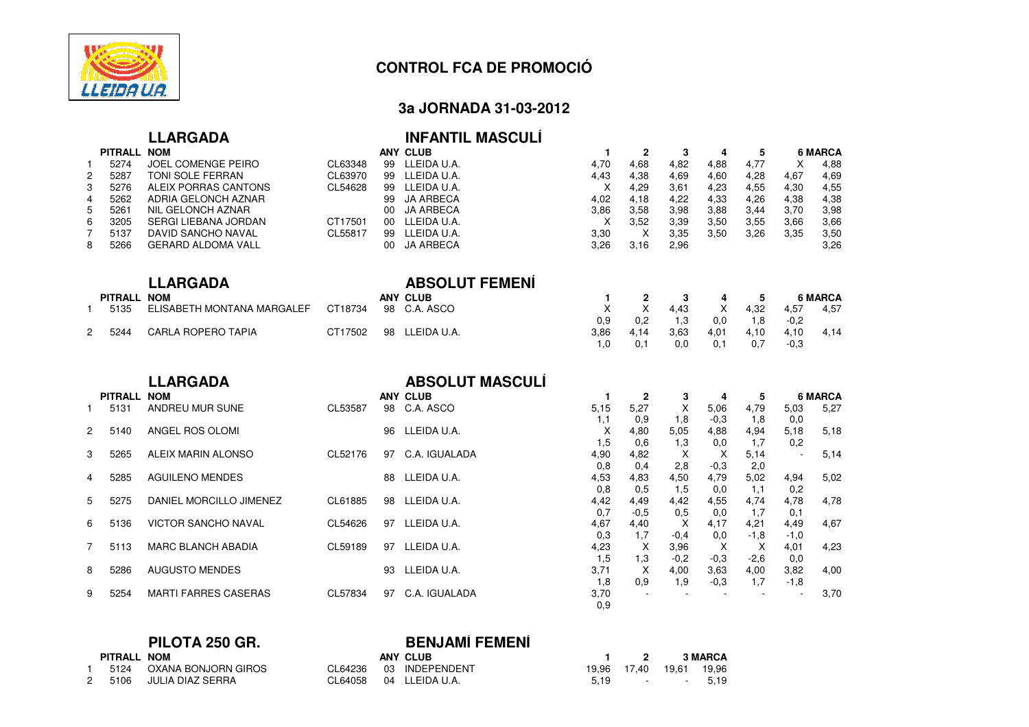# CONTROL FCA DE PROMOCIÓ

## 3a JORNADA 31-03-2012

### LLARGADA — INFANTIL MASCULÍ

| | PITRALL | NOM | | ANY | CLUB | 1 | 2 | 3 | 4 | 5 | 6 | MARCA |
|---|---|---|---|---|---|---|---|---|---|---|---|---|
| 1 | 5274 | JOEL COMENGE PEIRO | CL63348 | 99 | LLEIDA U.A. | 4,70 | 4,68 | 4,82 | 4,88 | 4,77 | X | 4,88 |
| 2 | 5287 | TONI SOLE FERRAN | CL63970 | 99 | LLEIDA U.A. | 4,43 | 4,38 | 4,69 | 4,60 | 4,28 | 4,67 | 4,69 |
| 3 | 5276 | ALEIX PORRAS CANTONS | CL54628 | 99 | LLEIDA U.A. | X | 4,29 | 3,61 | 4,23 | 4,55 | 4,30 | 4,55 |
| 4 | 5262 | ADRIA GELONCH AZNAR | | 99 | JA ARBECA | 4,02 | 4,18 | 4,22 | 4,33 | 4,26 | 4,38 | 4,38 |
| 5 | 5261 | NIL GELONCH AZNAR | | 00 | JA ARBECA | 3,86 | 3,58 | 3,98 | 3,88 | 3,44 | 3,70 | 3,98 |
| 6 | 3205 | SERGI LIEBANA JORDAN | CT17501 | 00 | LLEIDA U.A. | X | 3,52 | 3,39 | 3,50 | 3,55 | 3,66 | 3,66 |
| 7 | 5137 | DAVID SANCHO NAVAL | CL55817 | 99 | LLEIDA U.A. | 3,30 | X | 3,35 | 3,50 | 3,26 | 3,35 | 3,50 |
| 8 | 5266 | GERARD ALDOMA VALL | | 00 | JA ARBECA | 3,26 | 3,16 | 2,96 | | | | 3,26 |

### LLARGADA — ABSOLUT FEMENÍ

| | PITRALL | NOM | | ANY | CLUB | 1 | 2 | 3 | 4 | 5 | 6 | MARCA |
|---|---|---|---|---|---|---|---|---|---|---|---|---|
| 1 | 5135 | ELISABETH MONTANA MARGALEF | CT18734 | 98 | C.A. ASCO | X | X | 4,43 | X | 4,32 | 4,57 | 4,57 |
| | | | | | | 0,9 | 0,2 | 1,3 | 0,0 | 1,8 | -0,2 | |
| 2 | 5244 | CARLA ROPERO TAPIA | CT17502 | 98 | LLEIDA U.A. | 3,86 | 4,14 | 3,63 | 4,01 | 4,10 | 4,10 | 4,14 |
| | | | | | | 1,0 | 0,1 | 0,0 | 0,1 | 0,7 | -0,3 | |

### LLARGADA — ABSOLUT MASCULÍ

| | PITRALL | NOM | | ANY | CLUB | 1 | 2 | 3 | 4 | 5 | 6 | MARCA |
|---|---|---|---|---|---|---|---|---|---|---|---|---|
| 1 | 5131 | ANDREU MUR SUNE | CL53587 | 98 | C.A. ASCO | 5,15 | 5,27 | X | 5,06 | 4,79 | 5,03 | 5,27 |
| | | | | | | 1,1 | 0,9 | 1,8 | -0,3 | 1,8 | 0,0 | |
| 2 | 5140 | ANGEL ROS OLOMI | | 96 | LLEIDA U.A. | X | 4,80 | 5,05 | 4,88 | 4,94 | 5,18 | 5,18 |
| | | | | | | 1,5 | 0,6 | 1,3 | 0,0 | 1,7 | 0,2 | |
| 3 | 5265 | ALEIX MARIN ALONSO | CL52176 | 97 | C.A. IGUALADA | 4,90 | 4,82 | X | X | 5,14 | - | 5,14 |
| | | | | | | 0,8 | 0,4 | 2,8 | -0,3 | 2,0 | | |
| 4 | 5285 | AGUILENO MENDES | | 88 | LLEIDA U.A. | 4,53 | 4,83 | 4,50 | 4,79 | 5,02 | 4,94 | 5,02 |
| | | | | | | 0,8 | 0,5 | 1,5 | 0,0 | 1,1 | 0,2 | |
| 5 | 5275 | DANIEL MORCILLO JIMENEZ | CL61885 | 98 | LLEIDA U.A. | 4,42 | 4,49 | 4,42 | 4,55 | 4,74 | 4,78 | 4,78 |
| | | | | | | 0,7 | -0,5 | 0,5 | 0,0 | 1,7 | 0,1 | |
| 6 | 5136 | VICTOR SANCHO NAVAL | CL54626 | 97 | LLEIDA U.A. | 4,67 | 4,40 | X | 4,17 | 4,21 | 4,49 | 4,67 |
| | | | | | | 0,3 | 1,7 | -0,4 | 0,0 | -1,8 | -1,0 | |
| 7 | 5113 | MARC BLANCH ABADIA | CL59189 | 97 | LLEIDA U.A. | 4,23 | X | 3,96 | X | X | 4,01 | 4,23 |
| | | | | | | 1,5 | 1,3 | -0,2 | -0,3 | -2,6 | 0,0 | |
| 8 | 5286 | AUGUSTO MENDES | | 93 | LLEIDA U.A. | 3,71 | X | 4,00 | 3,63 | 4,00 | 3,82 | 4,00 |
| | | | | | | 1,8 | 0,9 | 1,9 | -0,3 | 1,7 | -1,8 | |
| 9 | 5254 | MARTI FARRES CASERAS | CL57834 | 97 | C.A. IGUALADA | 3,70 | - | - | - | - | - | 3,70 |
| | | | | | | 0,9 | | | | | | |

### PILOTA 250 GR. — BENJAMÍ FEMENÍ

| | PITRALL | NOM | | ANY | CLUB | 1 | 2 | 3 | MARCA |
|---|---|---|---|---|---|---|---|---|---|
| 1 | 5124 | OXANA BONJORN GIROS | CL64236 | 03 | INDEPENDENT | 19,96 | 17,40 | 19,61 | 19,96 |
| 2 | 5106 | JULIA DIAZ SERRA | CL64058 | 04 | LLEIDA U.A. | 5,19 | - | - | 5,19 |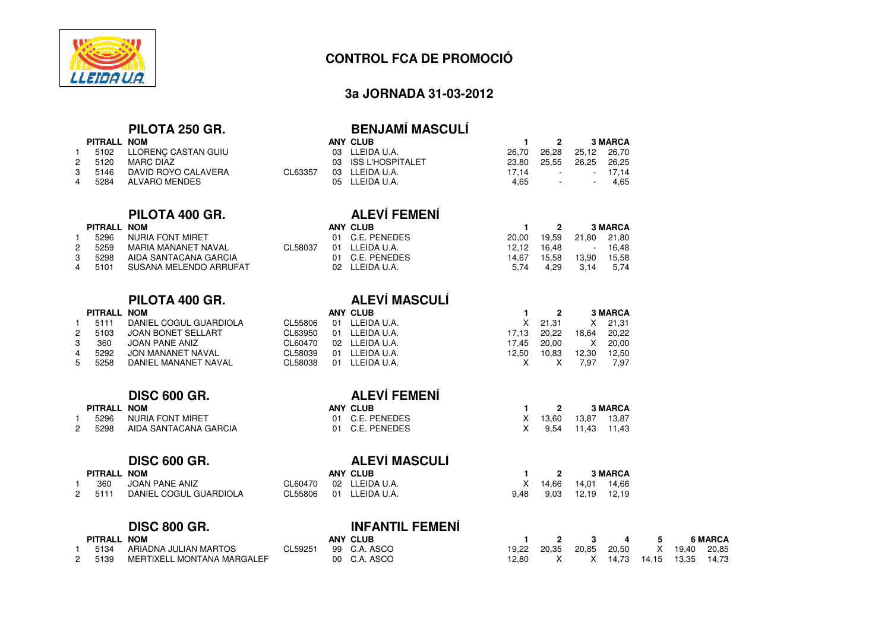# CONTROL FCA DE PROMOCIÓ

## 3a JORNADA 31-03-2012

### PILOTA 250 GR. — BENJAMÍ MASCULÍ

| | PITRALL | NOM | | ANY | CLUB | 1 | 2 | 3 | MARCA |
|---|---|---|---|---|---|---|---|---|---|
| 1 | 5102 | LLORENÇ CASTAN GUIU | | 03 | LLEIDA U.A. | 26,70 | 26,28 | 25,12 | 26,70 |
| 2 | 5120 | MARC DIAZ | | 03 | ISS L'HOSPITALET | 23,80 | 25,55 | 26,25 | 26,25 |
| 3 | 5146 | DAVID ROYO CALAVERA | CL63357 | 03 | LLEIDA U.A. | 17,14 | - | - | 17,14 |
| 4 | 5284 | ALVARO MENDES | | 05 | LLEIDA U.A. | 4,65 | - | - | 4,65 |

### PILOTA 400 GR. — ALEVÍ FEMENÍ

| | PITRALL | NOM | | ANY | CLUB | 1 | 2 | 3 | MARCA |
|---|---|---|---|---|---|---|---|---|---|
| 1 | 5296 | NURIA FONT MIRET | | 01 | C.E. PENEDES | 20,00 | 19,59 | 21,80 | 21,80 |
| 2 | 5259 | MARIA MANANET NAVAL | CL58037 | 01 | LLEIDA U.A. | 12,12 | 16,48 | - | 16,48 |
| 3 | 5298 | AIDA SANTACANA GARCIA | | 01 | C.E. PENEDES | 14,67 | 15,58 | 13,90 | 15,58 |
| 4 | 5101 | SUSANA MELENDO ARRUFAT | | 02 | LLEIDA U.A. | 5,74 | 4,29 | 3,14 | 5,74 |

### PILOTA 400 GR. — ALEVÍ MASCULÍ

| | PITRALL | NOM | | ANY | CLUB | 1 | 2 | 3 | MARCA |
|---|---|---|---|---|---|---|---|---|---|
| 1 | 5111 | DANIEL COGUL GUARDIOLA | CL55806 | 01 | LLEIDA U.A. | X | 21,31 | X | 21,31 |
| 2 | 5103 | JOAN BONET SELLART | CL63950 | 01 | LLEIDA U.A. | 17,13 | 20,22 | 18,64 | 20,22 |
| 3 | 360 | JOAN PANE ANIZ | CL60470 | 02 | LLEIDA U.A. | 17,45 | 20,00 | X | 20,00 |
| 4 | 5292 | JON MANANET NAVAL | CL58039 | 01 | LLEIDA U.A. | 12,50 | 10,83 | 12,30 | 12,50 |
| 5 | 5258 | DANIEL MANANET NAVAL | CL58038 | 01 | LLEIDA U.A. | X | X | 7,97 | 7,97 |

### DISC 600 GR. — ALEVÍ FEMENÍ

| | PITRALL | NOM | | ANY | CLUB | 1 | 2 | 3 | MARCA |
|---|---|---|---|---|---|---|---|---|---|
| 1 | 5296 | NURIA FONT MIRET | | 01 | C.E. PENEDES | X | 13,60 | 13,87 | 13,87 |
| 2 | 5298 | AIDA SANTACANA GARCIA | | 01 | C.E. PENEDES | X | 9,54 | 11,43 | 11,43 |

### DISC 600 GR. — ALEVÍ MASCULÍ

| | PITRALL | NOM | | ANY | CLUB | 1 | 2 | 3 | MARCA |
|---|---|---|---|---|---|---|---|---|---|
| 1 | 360 | JOAN PANE ANIZ | CL60470 | 02 | LLEIDA U.A. | X | 14,66 | 14,01 | 14,66 |
| 2 | 5111 | DANIEL COGUL GUARDIOLA | CL55806 | 01 | LLEIDA U.A. | 9,48 | 9,03 | 12,19 | 12,19 |

### DISC 800 GR. — INFANTIL FEMENÍ

| | PITRALL | NOM | | ANY | CLUB | 1 | 2 | 3 | 4 | 5 | 6 | MARCA |
|---|---|---|---|---|---|---|---|---|---|---|---|---|
| 1 | 5134 | ARIADNA JULIAN MARTOS | CL59251 | 99 | C.A. ASCO | 19,22 | 20,35 | 20,85 | 20,50 | X | 19,40 | 20,85 |
| 2 | 5139 | MERTIXELL MONTANA MARGALEF | | 00 | C.A. ASCO | 12,80 | X | X | 14,73 | 14,15 | 13,35 | 14,73 |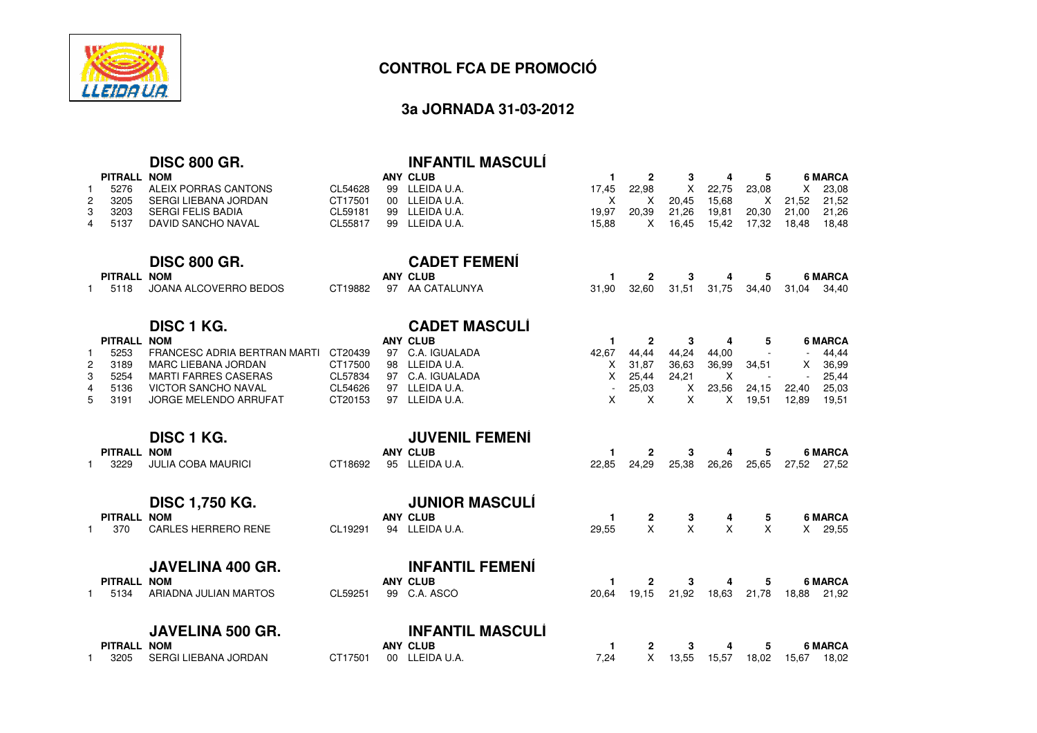## CONTROL FCA DE PROMOCIÓ

### 3a JORNADA 31-03-2012

### DISC 800 GR. — INFANTIL MASCULÍ

| | PITRALL | NOM | | ANY | CLUB | 1 | 2 | 3 | 4 | 5 | 6 | MARCA |
|---|---|---|---|---|---|---|---|---|---|---|---|---|
| 1 | 5276 | ALEIX PORRAS CANTONS | CL54628 | 99 | LLEIDA U.A. | 17,45 | 22,98 | X | 22,75 | 23,08 | X | 23,08 |
| 2 | 3205 | SERGI LIEBANA JORDAN | CT17501 | 00 | LLEIDA U.A. | X | X | 20,45 | 15,68 | X | 21,52 | 21,52 |
| 3 | 3203 | SERGI FELIS BADIA | CL59181 | 99 | LLEIDA U.A. | 19,97 | 20,39 | 21,26 | 19,81 | 20,30 | 21,00 | 21,26 |
| 4 | 5137 | DAVID SANCHO NAVAL | CL55817 | 99 | LLEIDA U.A. | 15,88 | X | 16,45 | 15,42 | 17,32 | 18,48 | 18,48 |

### DISC 800 GR. — CADET FEMENÍ

| | PITRALL | NOM | | ANY | CLUB | 1 | 2 | 3 | 4 | 5 | 6 | MARCA |
|---|---|---|---|---|---|---|---|---|---|---|---|---|
| 1 | 5118 | JOANA ALCOVERRO BEDOS | CT19882 | 97 | AA CATALUNYA | 31,90 | 32,60 | 31,51 | 31,75 | 34,40 | 31,04 | 34,40 |

### DISC 1 KG. — CADET MASCULÍ

| | PITRALL | NOM | | ANY | CLUB | 1 | 2 | 3 | 4 | 5 | 6 | MARCA |
|---|---|---|---|---|---|---|---|---|---|---|---|---|
| 1 | 5253 | FRANCESC ADRIA BERTRAN MARTI | CT20439 | 97 | C.A. IGUALADA | 42,67 | 44,44 | 44,24 | 44,00 | - | - | 44,44 |
| 2 | 3189 | MARC LIEBANA JORDAN | CT17500 | 98 | LLEIDA U.A. | X | 31,87 | 36,63 | 36,99 | 34,51 | X | 36,99 |
| 3 | 5254 | MARTI FARRES CASERAS | CL57834 | 97 | C.A. IGUALADA | X | 25,44 | 24,21 | X | - | - | 25,44 |
| 4 | 5136 | VICTOR SANCHO NAVAL | CL54626 | 97 | LLEIDA U.A. | - | 25,03 | X | 23,56 | 24,15 | 22,40 | 25,03 |
| 5 | 3191 | JORGE MELENDO ARRUFAT | CT20153 | 97 | LLEIDA U.A. | X | X | X | X | 19,51 | 12,89 | 19,51 |

### DISC 1 KG. — JUVENIL FEMENÍ

| | PITRALL | NOM | | ANY | CLUB | 1 | 2 | 3 | 4 | 5 | 6 | MARCA |
|---|---|---|---|---|---|---|---|---|---|---|---|---|
| 1 | 3229 | JULIA COBA MAURICI | CT18692 | 95 | LLEIDA U.A. | 22,85 | 24,29 | 25,38 | 26,26 | 25,65 | 27,52 | 27,52 |

### DISC 1,750 KG. — JUNIOR MASCULÍ

| | PITRALL | NOM | | ANY | CLUB | 1 | 2 | 3 | 4 | 5 | 6 | MARCA |
|---|---|---|---|---|---|---|---|---|---|---|---|---|
| 1 | 370 | CARLES HERRERO RENE | CL19291 | 94 | LLEIDA U.A. | 29,55 | X | X | X | X | X | 29,55 |

### JAVELINA 400 GR. — INFANTIL FEMENÍ

| | PITRALL | NOM | | ANY | CLUB | 1 | 2 | 3 | 4 | 5 | 6 | MARCA |
|---|---|---|---|---|---|---|---|---|---|---|---|---|
| 1 | 5134 | ARIADNA JULIAN MARTOS | CL59251 | 99 | C.A. ASCO | 20,64 | 19,15 | 21,92 | 18,63 | 21,78 | 18,88 | 21,92 |

### JAVELINA 500 GR. — INFANTIL MASCULÍ

| | PITRALL | NOM | | ANY | CLUB | 1 | 2 | 3 | 4 | 5 | 6 | MARCA |
|---|---|---|---|---|---|---|---|---|---|---|---|---|
| 1 | 3205 | SERGI LIEBANA JORDAN | CT17501 | 00 | LLEIDA U.A. | 7,24 | X | 13,55 | 15,57 | 18,02 | 15,67 | 18,02 |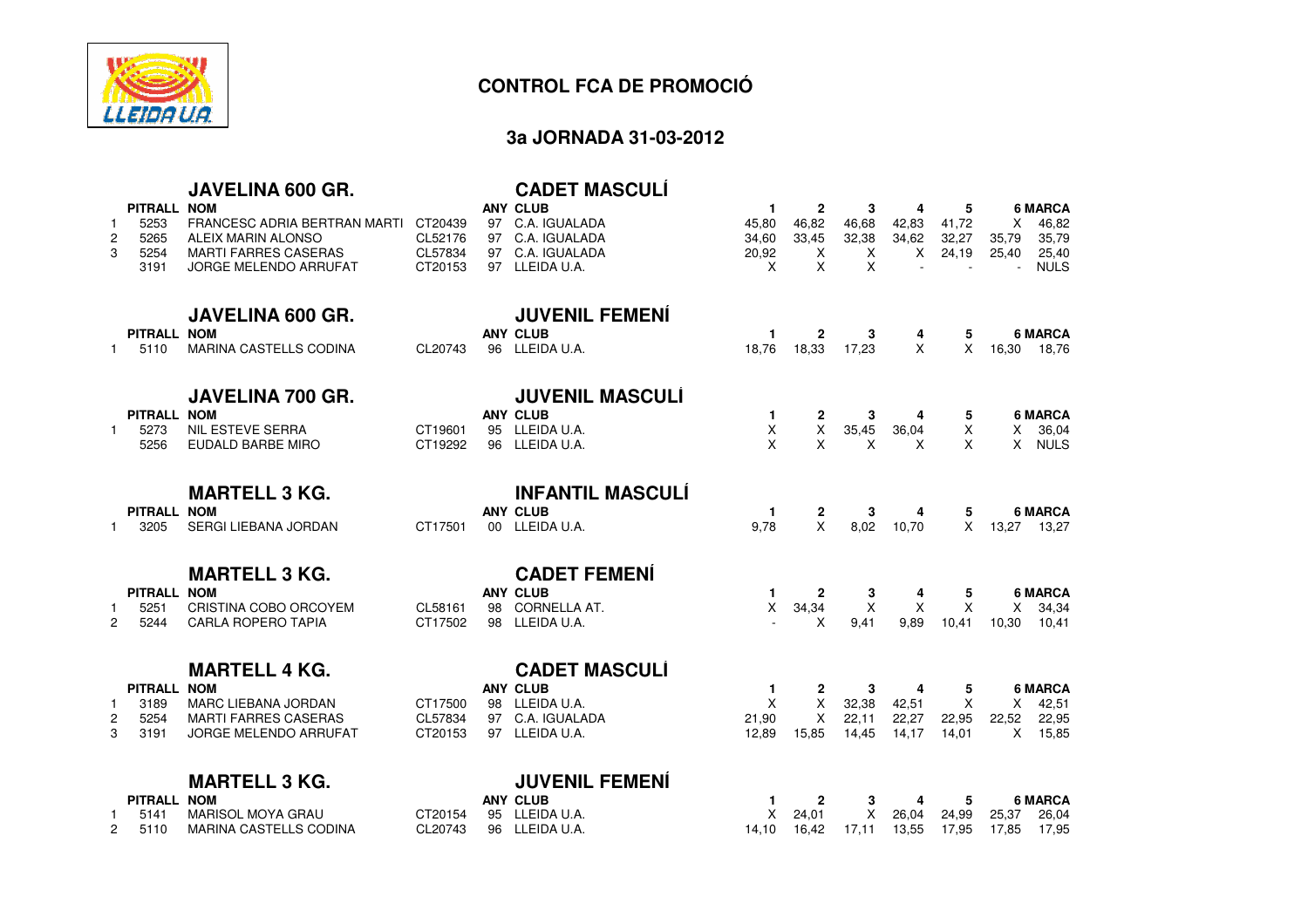# CONTROL FCA DE PROMOCIÓ

## 3a JORNADA 31-03-2012

### JAVELINA 600 GR. — CADET MASCULÍ

| | PITRALL | NOM | | ANY | CLUB | 1 | 2 | 3 | 4 | 5 | 6 | MARCA |
|---|---|---|---|---|---|---|---|---|---|---|---|---|
| 1 | 5253 | FRANCESC ADRIA BERTRAN MARTI | CT20439 | 97 | C.A. IGUALADA | 45,80 | 46,82 | 46,68 | 42,83 | 41,72 | X | 46,82 |
| 2 | 5265 | ALEIX MARIN ALONSO | CL52176 | 97 | C.A. IGUALADA | 34,60 | 33,45 | 32,38 | 34,62 | 32,27 | 35,79 | 35,79 |
| 3 | 5254 | MARTI FARRES CASERAS | CL57834 | 97 | C.A. IGUALADA | 20,92 | X | X | X | 24,19 | 25,40 | 25,40 |
| | 3191 | JORGE MELENDO ARRUFAT | CT20153 | 97 | LLEIDA U.A. | X | X | X | - | - | - | NULS |

### JAVELINA 600 GR. — JUVENIL FEMENÍ

| | PITRALL | NOM | | ANY | CLUB | 1 | 2 | 3 | 4 | 5 | 6 | MARCA |
|---|---|---|---|---|---|---|---|---|---|---|---|---|
| 1 | 5110 | MARINA CASTELLS CODINA | CL20743 | 96 | LLEIDA U.A. | 18,76 | 18,33 | 17,23 | X | X | 16,30 | 18,76 |

### JAVELINA 700 GR. — JUVENIL MASCULÍ

| | PITRALL | NOM | | ANY | CLUB | 1 | 2 | 3 | 4 | 5 | 6 | MARCA |
|---|---|---|---|---|---|---|---|---|---|---|---|---|
| 1 | 5273 | NIL ESTEVE SERRA | CT19601 | 95 | LLEIDA U.A. | X | X | 35,45 | 36,04 | X | X | 36,04 |
| | 5256 | EUDALD BARBE MIRO | CT19292 | 96 | LLEIDA U.A. | X | X | X | X | X | X | NULS |

### MARTELL 3 KG. — INFANTIL MASCULÍ

| | PITRALL | NOM | | ANY | CLUB | 1 | 2 | 3 | 4 | 5 | 6 | MARCA |
|---|---|---|---|---|---|---|---|---|---|---|---|---|
| 1 | 3205 | SERGI LIEBANA JORDAN | CT17501 | 00 | LLEIDA U.A. | 9,78 | X | 8,02 | 10,70 | X | 13,27 | 13,27 |

### MARTELL 3 KG. — CADET FEMENÍ

| | PITRALL | NOM | | ANY | CLUB | 1 | 2 | 3 | 4 | 5 | 6 | MARCA |
|---|---|---|---|---|---|---|---|---|---|---|---|---|
| 1 | 5251 | CRISTINA COBO ORCOYEM | CL58161 | 98 | CORNELLA AT. | X | 34,34 | X | X | X | X | 34,34 |
| 2 | 5244 | CARLA ROPERO TAPIA | CT17502 | 98 | LLEIDA U.A. | - | X | 9,41 | 9,89 | 10,41 | 10,30 | 10,41 |

### MARTELL 4 KG. — CADET MASCULÍ

| | PITRALL | NOM | | ANY | CLUB | 1 | 2 | 3 | 4 | 5 | 6 | MARCA |
|---|---|---|---|---|---|---|---|---|---|---|---|---|
| 1 | 3189 | MARC LIEBANA JORDAN | CT17500 | 98 | LLEIDA U.A. | X | X | 32,38 | 42,51 | X | X | 42,51 |
| 2 | 5254 | MARTI FARRES CASERAS | CL57834 | 97 | C.A. IGUALADA | 21,90 | X | 22,11 | 22,27 | 22,95 | 22,52 | 22,95 |
| 3 | 3191 | JORGE MELENDO ARRUFAT | CT20153 | 97 | LLEIDA U.A. | 12,89 | 15,85 | 14,45 | 14,17 | 14,01 | X | 15,85 |

### MARTELL 3 KG. — JUVENIL FEMENÍ

| | PITRALL | NOM | | ANY | CLUB | 1 | 2 | 3 | 4 | 5 | 6 | MARCA |
|---|---|---|---|---|---|---|---|---|---|---|---|---|
| 1 | 5141 | MARISOL MOYA GRAU | CT20154 | 95 | LLEIDA U.A. | X | 24,01 | X | 26,04 | 24,99 | 25,37 | 26,04 |
| 2 | 5110 | MARINA CASTELLS CODINA | CL20743 | 96 | LLEIDA U.A. | 14,10 | 16,42 | 17,11 | 13,55 | 17,95 | 17,85 | 17,95 |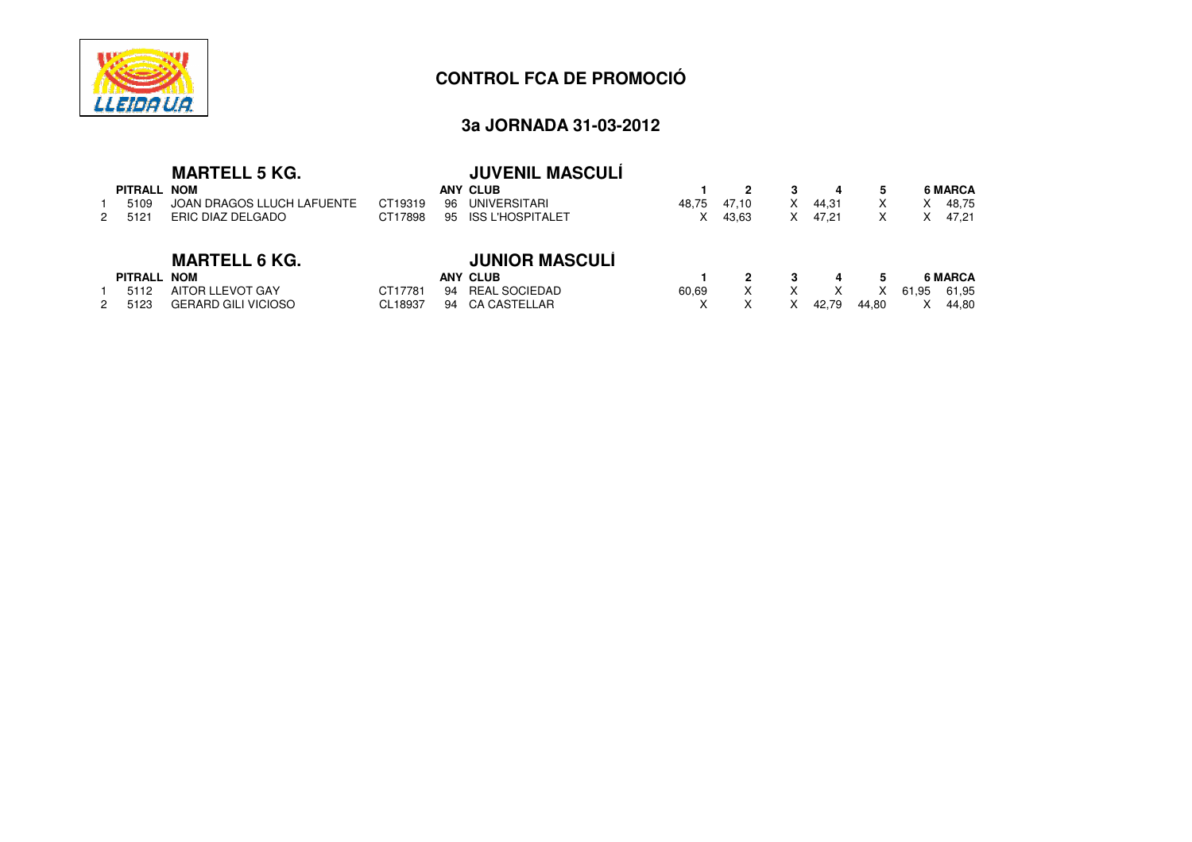# CONTROL FCA DE PROMOCIÓ

## 3a JORNADA 31-03-2012

### MARTELL 5 KG. — JUVENIL MASCULÍ

| | PITRALL | NOM | | ANY | CLUB | 1 | 2 | 3 | 4 | 5 | 6 | MARCA |
|---|---|---|---|---|---|---|---|---|---|---|---|---|
| 1 | 5109 | JOAN DRAGOS LLUCH LAFUENTE | CT19319 | 96 | UNIVERSITARI | 48,75 | 47,10 | X | 44,31 | X | X | 48,75 |
| 2 | 5121 | ERIC DIAZ DELGADO | CT17898 | 95 | ISS L'HOSPITALET | X | 43,63 | X | 47,21 | X | X | 47,21 |

### MARTELL 6 KG. — JUNIOR MASCULÍ

| | PITRALL | NOM | | ANY | CLUB | 1 | 2 | 3 | 4 | 5 | 6 | MARCA |
|---|---|---|---|---|---|---|---|---|---|---|---|---|
| 1 | 5112 | AITOR LLEVOT GAY | CT17781 | 94 | REAL SOCIEDAD | 60,69 | X | X | X | X | 61,95 | 61,95 |
| 2 | 5123 | GERARD GILI VICIOSO | CL18937 | 94 | CA CASTELLAR | X | X | X | 42,79 | 44,80 | X | 44,80 |